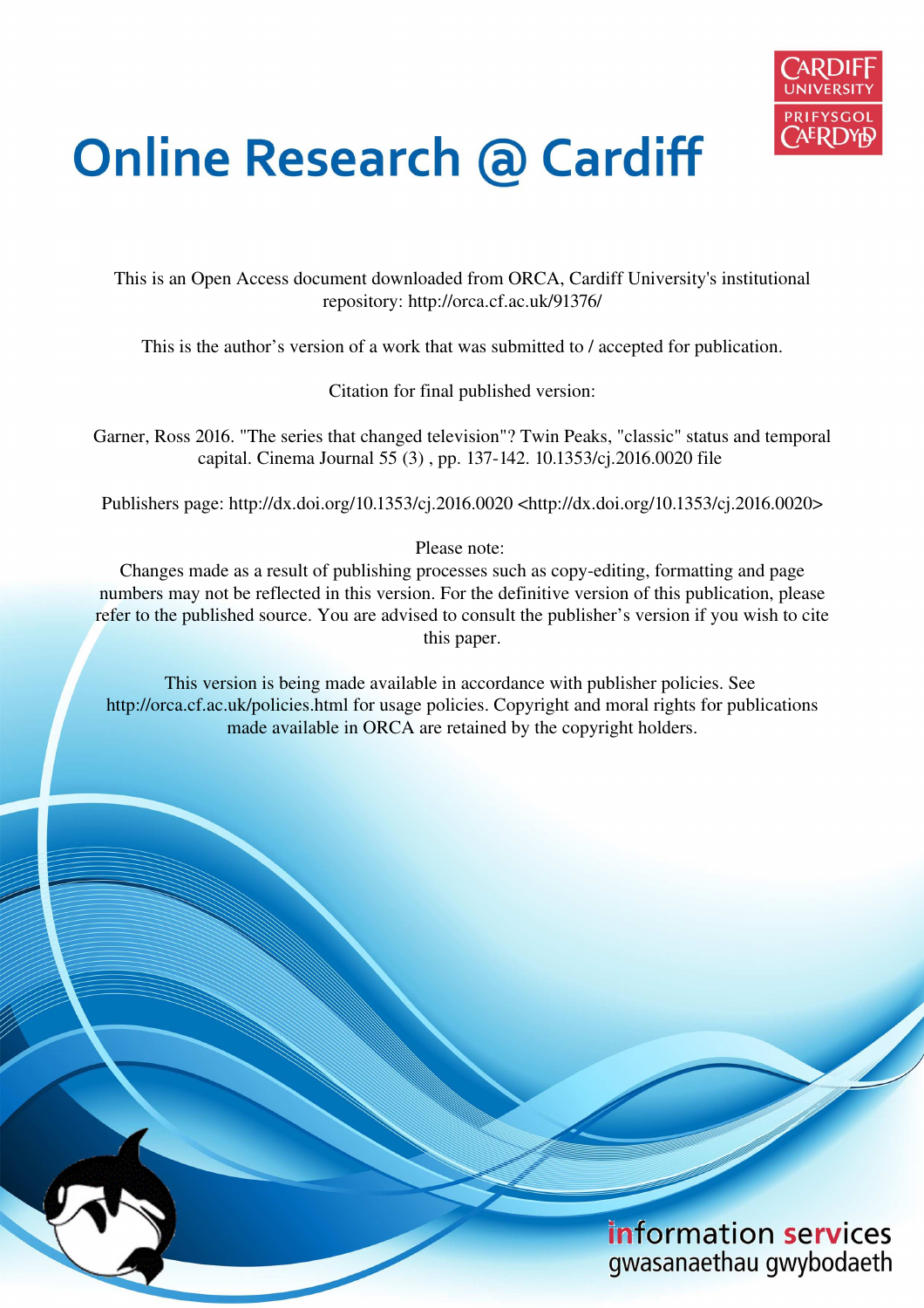# Online Research @ Cardiff

This is an Open Access document downloaded from ORCA, Cardiff University's institutional repository: http://orca.cf.ac.uk/91376/

This is the author's version of a work that was submitted to / accepted for publication.

Citation for final published version:

Garner, Ross 2016. "The series that changed television"? Twin Peaks, "classic" status and temporal capital. Cinema Journal 55 (3) , pp. 137-142. 10.1353/cj.2016.0020 file

Publishers page: http://dx.doi.org/10.1353/cj.2016.0020 <http://dx.doi.org/10.1353/cj.2016.0020>

Please note:
Changes made as a result of publishing processes such as copy-editing, formatting and page numbers may not be reflected in this version. For the definitive version of this publication, please refer to the published source. You are advised to consult the publisher's version if you wish to cite this paper.

This version is being made available in accordance with publisher policies. See http://orca.cf.ac.uk/policies.html for usage policies. Copyright and moral rights for publications made available in ORCA are retained by the copyright holders.

information services
gwasanaethau gwybodaeth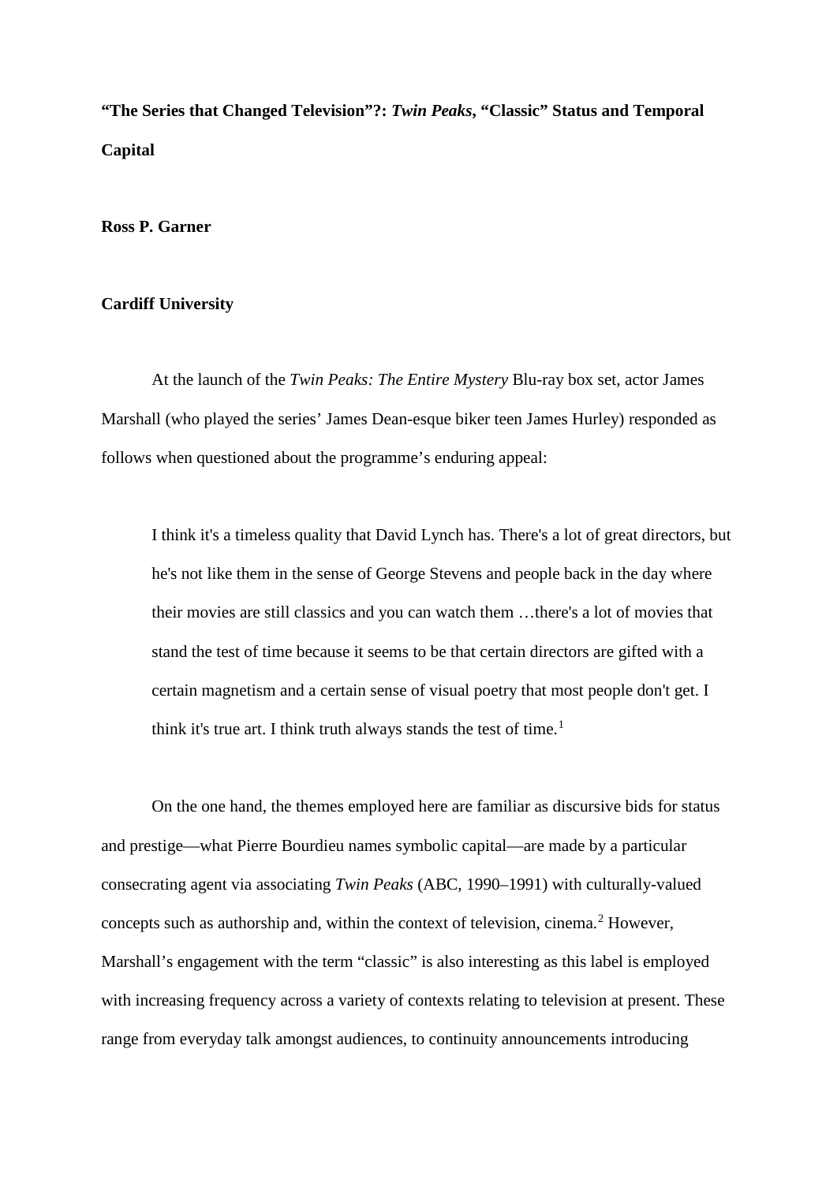**"The Series that Changed Television"?: *Twin Peaks*, "Classic" Status and Temporal Capital**

**Ross P. Garner**

**Cardiff University**

At the launch of the *Twin Peaks: The Entire Mystery* Blu-ray box set, actor James Marshall (who played the series' James Dean-esque biker teen James Hurley) responded as follows when questioned about the programme's enduring appeal:

> I think it's a timeless quality that David Lynch has. There's a lot of great directors, but he's not like them in the sense of George Stevens and people back in the day where their movies are still classics and you can watch them …there's a lot of movies that stand the test of time because it seems to be that certain directors are gifted with a certain magnetism and a certain sense of visual poetry that most people don't get. I think it's true art. I think truth always stands the test of time.[1]

On the one hand, the themes employed here are familiar as discursive bids for status and prestige—what Pierre Bourdieu names symbolic capital—are made by a particular consecrating agent via associating *Twin Peaks* (ABC, 1990–1991) with culturally-valued concepts such as authorship and, within the context of television, cinema.[2] However, Marshall's engagement with the term "classic" is also interesting as this label is employed with increasing frequency across a variety of contexts relating to television at present. These range from everyday talk amongst audiences, to continuity announcements introducing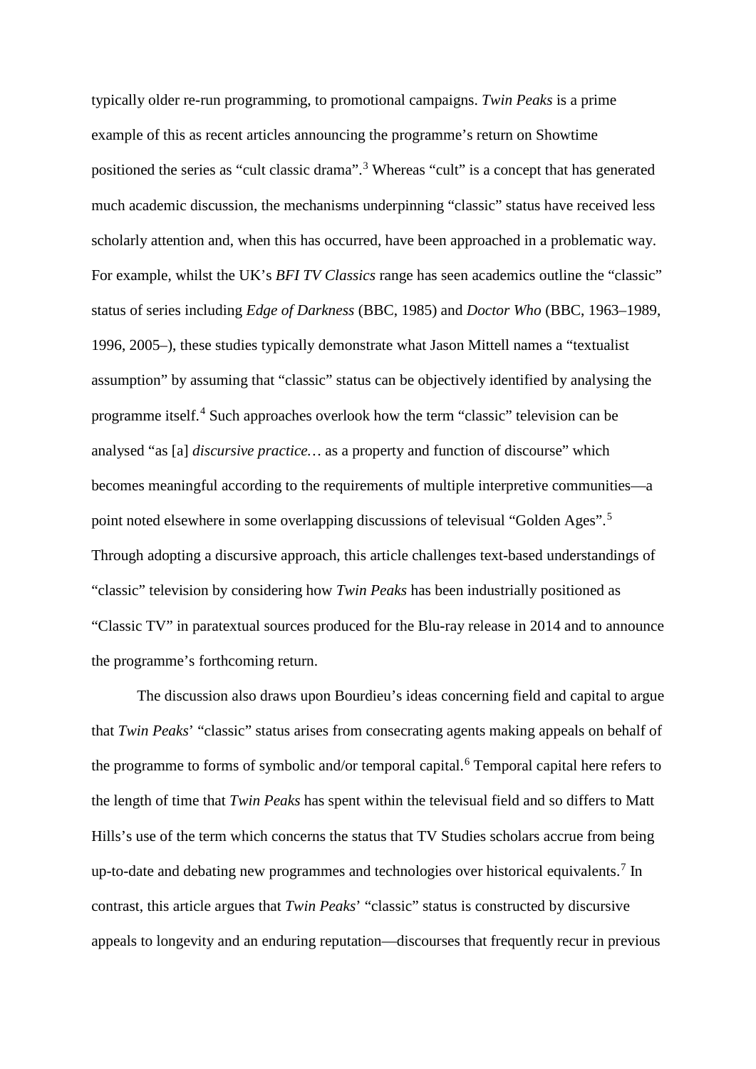typically older re-run programming, to promotional campaigns. *Twin Peaks* is a prime example of this as recent articles announcing the programme's return on Showtime positioned the series as "cult classic drama".[3] Whereas "cult" is a concept that has generated much academic discussion, the mechanisms underpinning "classic" status have received less scholarly attention and, when this has occurred, have been approached in a problematic way. For example, whilst the UK's *BFI TV Classics* range has seen academics outline the "classic" status of series including *Edge of Darkness* (BBC, 1985) and *Doctor Who* (BBC, 1963–1989, 1996, 2005–), these studies typically demonstrate what Jason Mittell names a "textualist assumption" by assuming that "classic" status can be objectively identified by analysing the programme itself.[4] Such approaches overlook how the term "classic" television can be analysed "as [a] *discursive practice…* as a property and function of discourse" which becomes meaningful according to the requirements of multiple interpretive communities—a point noted elsewhere in some overlapping discussions of televisual "Golden Ages".[5] Through adopting a discursive approach, this article challenges text-based understandings of "classic" television by considering how *Twin Peaks* has been industrially positioned as "Classic TV" in paratextual sources produced for the Blu-ray release in 2014 and to announce the programme's forthcoming return.

The discussion also draws upon Bourdieu's ideas concerning field and capital to argue that *Twin Peaks*' "classic" status arises from consecrating agents making appeals on behalf of the programme to forms of symbolic and/or temporal capital.[6] Temporal capital here refers to the length of time that *Twin Peaks* has spent within the televisual field and so differs to Matt Hills's use of the term which concerns the status that TV Studies scholars accrue from being up-to-date and debating new programmes and technologies over historical equivalents.[7] In contrast, this article argues that *Twin Peaks*' "classic" status is constructed by discursive appeals to longevity and an enduring reputation—discourses that frequently recur in previous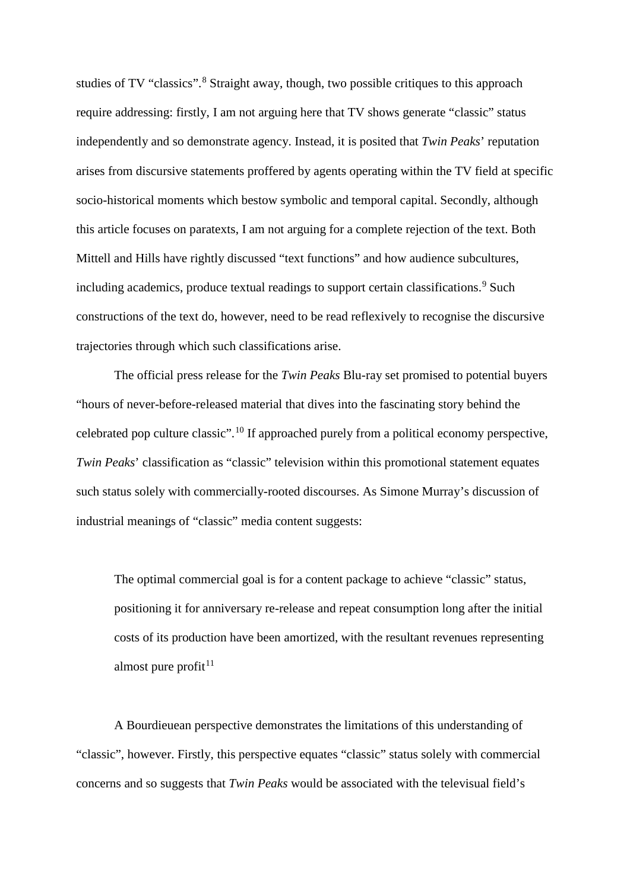studies of TV "classics".[8] Straight away, though, two possible critiques to this approach require addressing: firstly, I am not arguing here that TV shows generate "classic" status independently and so demonstrate agency. Instead, it is posited that *Twin Peaks*' reputation arises from discursive statements proffered by agents operating within the TV field at specific socio-historical moments which bestow symbolic and temporal capital. Secondly, although this article focuses on paratexts, I am not arguing for a complete rejection of the text. Both Mittell and Hills have rightly discussed "text functions" and how audience subcultures, including academics, produce textual readings to support certain classifications.[9] Such constructions of the text do, however, need to be read reflexively to recognise the discursive trajectories through which such classifications arise.

The official press release for the *Twin Peaks* Blu-ray set promised to potential buyers "hours of never-before-released material that dives into the fascinating story behind the celebrated pop culture classic".[10] If approached purely from a political economy perspective, *Twin Peaks*' classification as "classic" television within this promotional statement equates such status solely with commercially-rooted discourses. As Simone Murray's discussion of industrial meanings of "classic" media content suggests:

> The optimal commercial goal is for a content package to achieve "classic" status, positioning it for anniversary re-release and repeat consumption long after the initial costs of its production have been amortized, with the resultant revenues representing almost pure profit[11]

A Bourdieuean perspective demonstrates the limitations of this understanding of "classic", however. Firstly, this perspective equates "classic" status solely with commercial concerns and so suggests that *Twin Peaks* would be associated with the televisual field's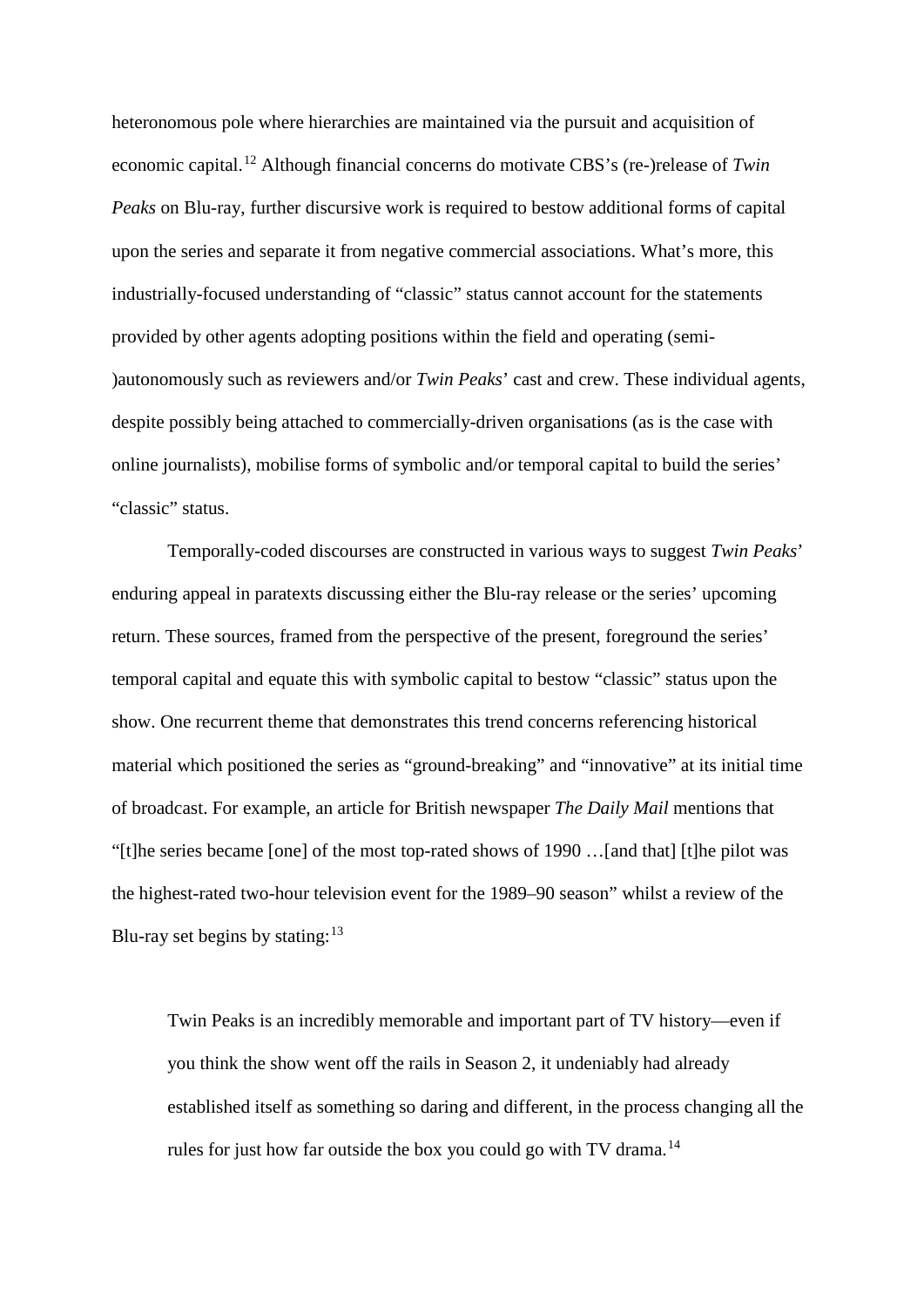heteronomous pole where hierarchies are maintained via the pursuit and acquisition of economic capital.[12] Although financial concerns do motivate CBS's (re-)release of *Twin Peaks* on Blu-ray, further discursive work is required to bestow additional forms of capital upon the series and separate it from negative commercial associations. What's more, this industrially-focused understanding of "classic" status cannot account for the statements provided by other agents adopting positions within the field and operating (semi-)autonomously such as reviewers and/or *Twin Peaks*' cast and crew. These individual agents, despite possibly being attached to commercially-driven organisations (as is the case with online journalists), mobilise forms of symbolic and/or temporal capital to build the series' "classic" status.

Temporally-coded discourses are constructed in various ways to suggest *Twin Peaks*' enduring appeal in paratexts discussing either the Blu-ray release or the series' upcoming return. These sources, framed from the perspective of the present, foreground the series' temporal capital and equate this with symbolic capital to bestow "classic" status upon the show. One recurrent theme that demonstrates this trend concerns referencing historical material which positioned the series as "ground-breaking" and "innovative" at its initial time of broadcast. For example, an article for British newspaper *The Daily Mail* mentions that "[t]he series became [one] of the most top-rated shows of 1990 …[and that] [t]he pilot was the highest-rated two-hour television event for the 1989–90 season" whilst a review of the Blu-ray set begins by stating:[13]

> Twin Peaks is an incredibly memorable and important part of TV history—even if you think the show went off the rails in Season 2, it undeniably had already established itself as something so daring and different, in the process changing all the rules for just how far outside the box you could go with TV drama.[14]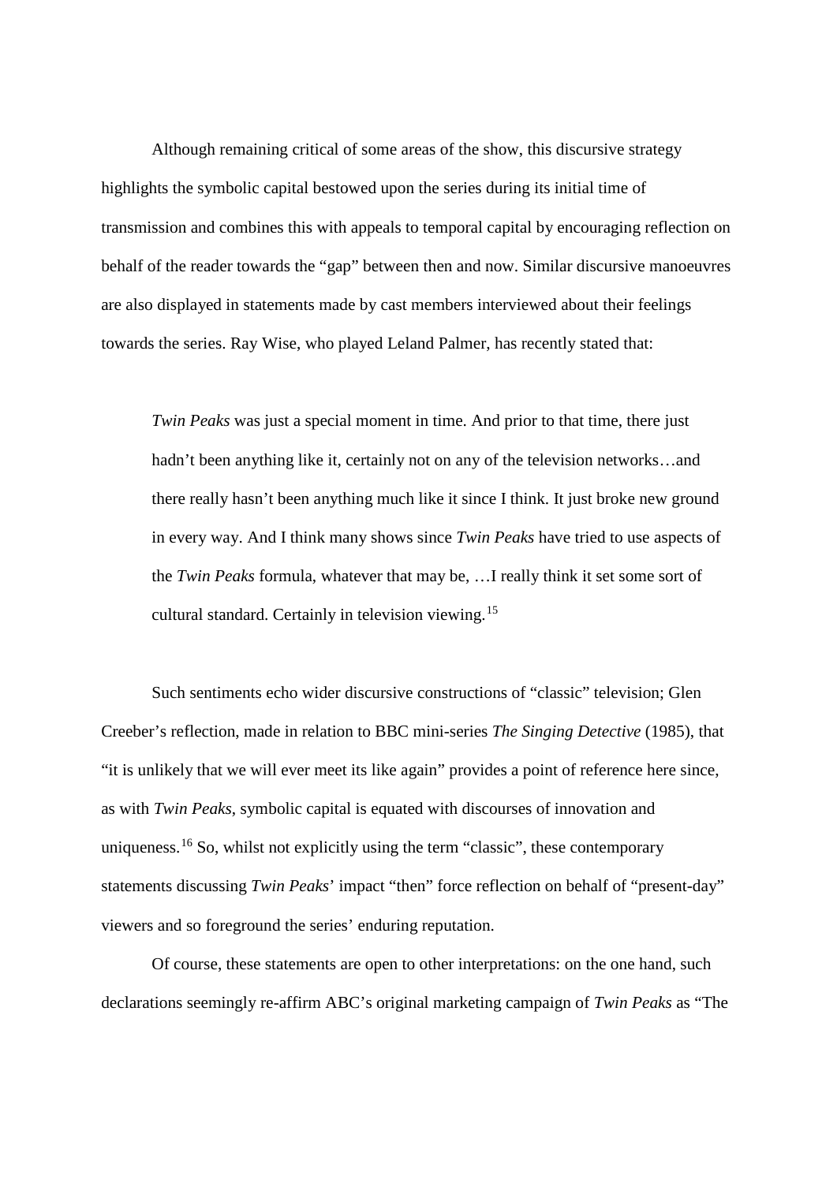Although remaining critical of some areas of the show, this discursive strategy highlights the symbolic capital bestowed upon the series during its initial time of transmission and combines this with appeals to temporal capital by encouraging reflection on behalf of the reader towards the "gap" between then and now. Similar discursive manoeuvres are also displayed in statements made by cast members interviewed about their feelings towards the series. Ray Wise, who played Leland Palmer, has recently stated that:

> *Twin Peaks* was just a special moment in time. And prior to that time, there just hadn't been anything like it, certainly not on any of the television networks…and there really hasn't been anything much like it since I think. It just broke new ground in every way. And I think many shows since *Twin Peaks* have tried to use aspects of the *Twin Peaks* formula, whatever that may be, …I really think it set some sort of cultural standard. Certainly in television viewing.[15]

Such sentiments echo wider discursive constructions of "classic" television; Glen Creeber's reflection, made in relation to BBC mini-series *The Singing Detective* (1985), that "it is unlikely that we will ever meet its like again" provides a point of reference here since, as with *Twin Peaks*, symbolic capital is equated with discourses of innovation and uniqueness.[16] So, whilst not explicitly using the term "classic", these contemporary statements discussing *Twin Peaks*' impact "then" force reflection on behalf of "present-day" viewers and so foreground the series' enduring reputation.

Of course, these statements are open to other interpretations: on the one hand, such declarations seemingly re-affirm ABC's original marketing campaign of *Twin Peaks* as "The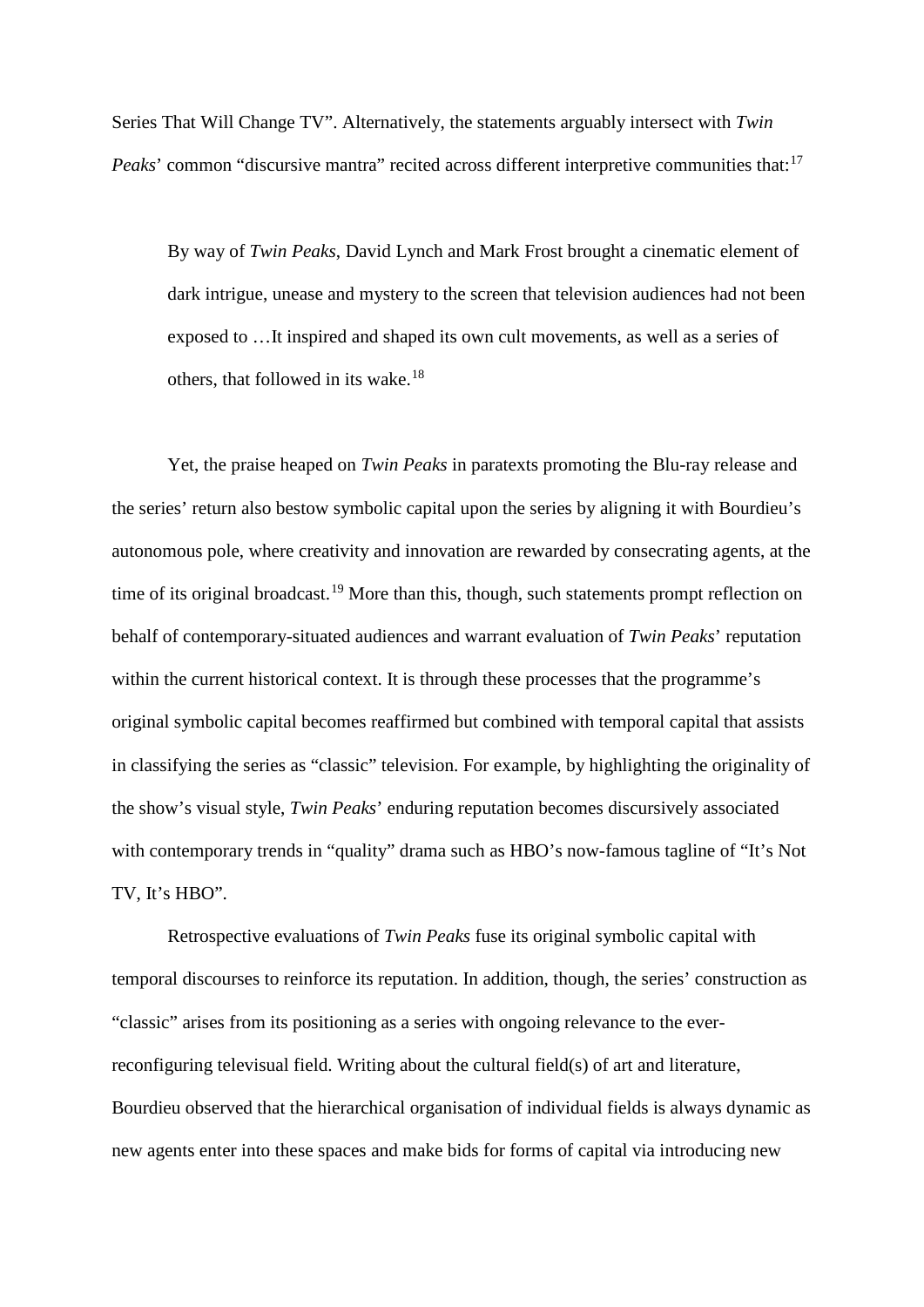Series That Will Change TV". Alternatively, the statements arguably intersect with *Twin Peaks*' common "discursive mantra" recited across different interpretive communities that:[17]

> By way of *Twin Peaks*, David Lynch and Mark Frost brought a cinematic element of dark intrigue, unease and mystery to the screen that television audiences had not been exposed to …It inspired and shaped its own cult movements, as well as a series of others, that followed in its wake.[18]

Yet, the praise heaped on *Twin Peaks* in paratexts promoting the Blu-ray release and the series' return also bestow symbolic capital upon the series by aligning it with Bourdieu's autonomous pole, where creativity and innovation are rewarded by consecrating agents, at the time of its original broadcast.[19] More than this, though, such statements prompt reflection on behalf of contemporary-situated audiences and warrant evaluation of *Twin Peaks*' reputation within the current historical context. It is through these processes that the programme's original symbolic capital becomes reaffirmed but combined with temporal capital that assists in classifying the series as "classic" television. For example, by highlighting the originality of the show's visual style, *Twin Peaks*' enduring reputation becomes discursively associated with contemporary trends in "quality" drama such as HBO's now-famous tagline of "It's Not TV, It's HBO".

Retrospective evaluations of *Twin Peaks* fuse its original symbolic capital with temporal discourses to reinforce its reputation. In addition, though, the series' construction as "classic" arises from its positioning as a series with ongoing relevance to the ever-reconfiguring televisual field. Writing about the cultural field(s) of art and literature, Bourdieu observed that the hierarchical organisation of individual fields is always dynamic as new agents enter into these spaces and make bids for forms of capital via introducing new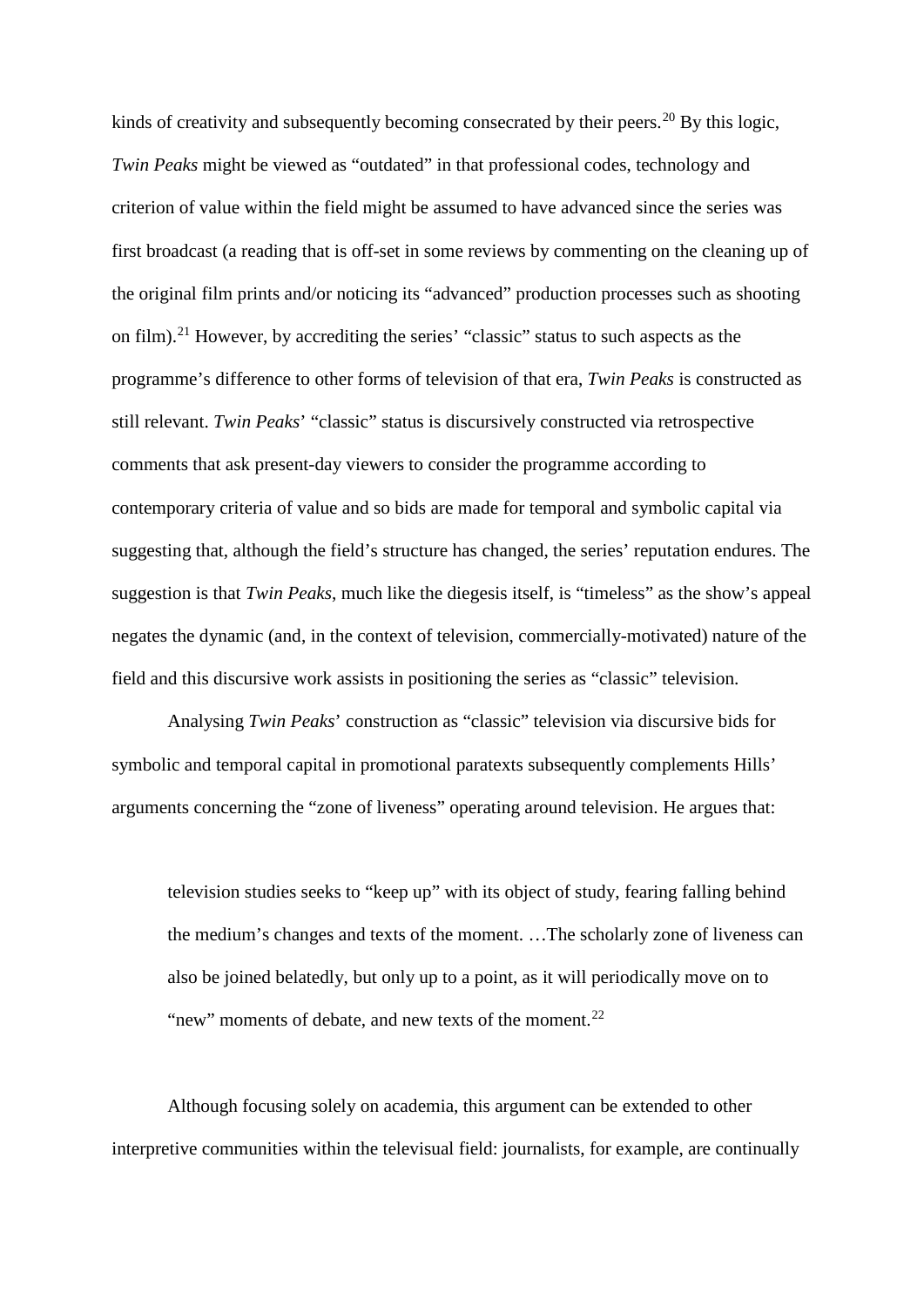kinds of creativity and subsequently becoming consecrated by their peers.[20] By this logic, *Twin Peaks* might be viewed as "outdated" in that professional codes, technology and criterion of value within the field might be assumed to have advanced since the series was first broadcast (a reading that is off-set in some reviews by commenting on the cleaning up of the original film prints and/or noticing its "advanced" production processes such as shooting on film).[21] However, by accrediting the series' "classic" status to such aspects as the programme's difference to other forms of television of that era, *Twin Peaks* is constructed as still relevant. *Twin Peaks*' "classic" status is discursively constructed via retrospective comments that ask present-day viewers to consider the programme according to contemporary criteria of value and so bids are made for temporal and symbolic capital via suggesting that, although the field's structure has changed, the series' reputation endures. The suggestion is that *Twin Peaks*, much like the diegesis itself, is "timeless" as the show's appeal negates the dynamic (and, in the context of television, commercially-motivated) nature of the field and this discursive work assists in positioning the series as "classic" television.

Analysing *Twin Peaks*' construction as "classic" television via discursive bids for symbolic and temporal capital in promotional paratexts subsequently complements Hills' arguments concerning the "zone of liveness" operating around television. He argues that:

> television studies seeks to "keep up" with its object of study, fearing falling behind the medium's changes and texts of the moment. …The scholarly zone of liveness can also be joined belatedly, but only up to a point, as it will periodically move on to "new" moments of debate, and new texts of the moment.[22]

Although focusing solely on academia, this argument can be extended to other interpretive communities within the televisual field: journalists, for example, are continually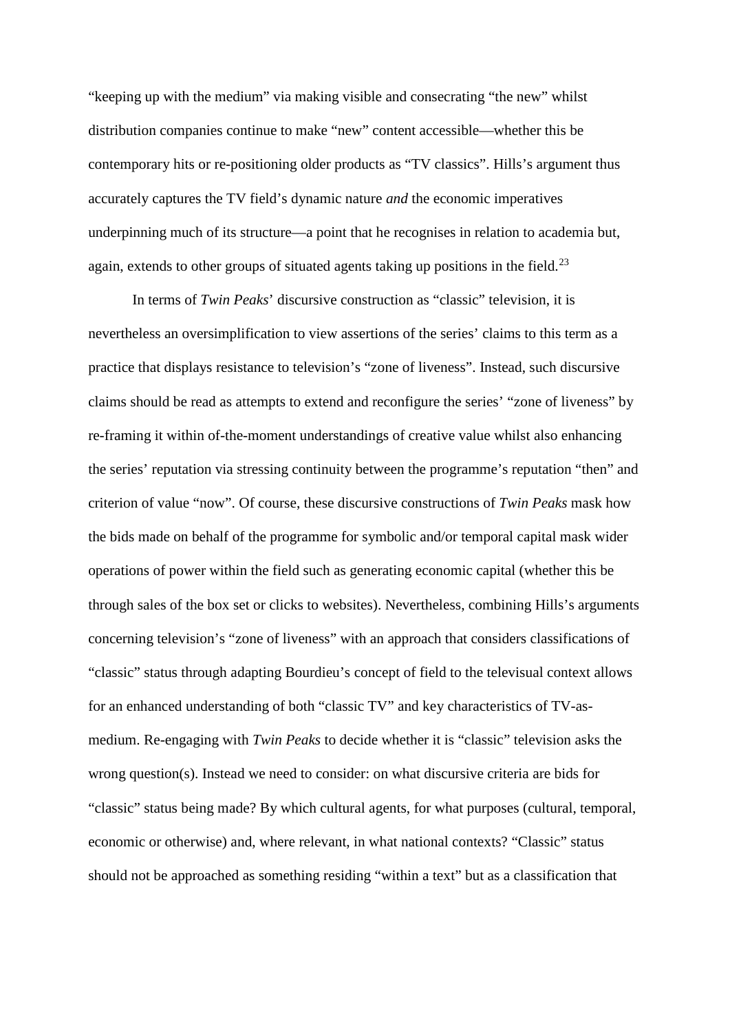"keeping up with the medium" via making visible and consecrating "the new" whilst distribution companies continue to make "new" content accessible—whether this be contemporary hits or re-positioning older products as "TV classics". Hills's argument thus accurately captures the TV field's dynamic nature *and* the economic imperatives underpinning much of its structure—a point that he recognises in relation to academia but, again, extends to other groups of situated agents taking up positions in the field.[23]

In terms of *Twin Peaks*' discursive construction as "classic" television, it is nevertheless an oversimplification to view assertions of the series' claims to this term as a practice that displays resistance to television's "zone of liveness". Instead, such discursive claims should be read as attempts to extend and reconfigure the series' "zone of liveness" by re-framing it within of-the-moment understandings of creative value whilst also enhancing the series' reputation via stressing continuity between the programme's reputation "then" and criterion of value "now". Of course, these discursive constructions of *Twin Peaks* mask how the bids made on behalf of the programme for symbolic and/or temporal capital mask wider operations of power within the field such as generating economic capital (whether this be through sales of the box set or clicks to websites). Nevertheless, combining Hills's arguments concerning television's "zone of liveness" with an approach that considers classifications of "classic" status through adapting Bourdieu's concept of field to the televisual context allows for an enhanced understanding of both "classic TV" and key characteristics of TV-as-medium. Re-engaging with *Twin Peaks* to decide whether it is "classic" television asks the wrong question(s). Instead we need to consider: on what discursive criteria are bids for "classic" status being made? By which cultural agents, for what purposes (cultural, temporal, economic or otherwise) and, where relevant, in what national contexts? "Classic" status should not be approached as something residing "within a text" but as a classification that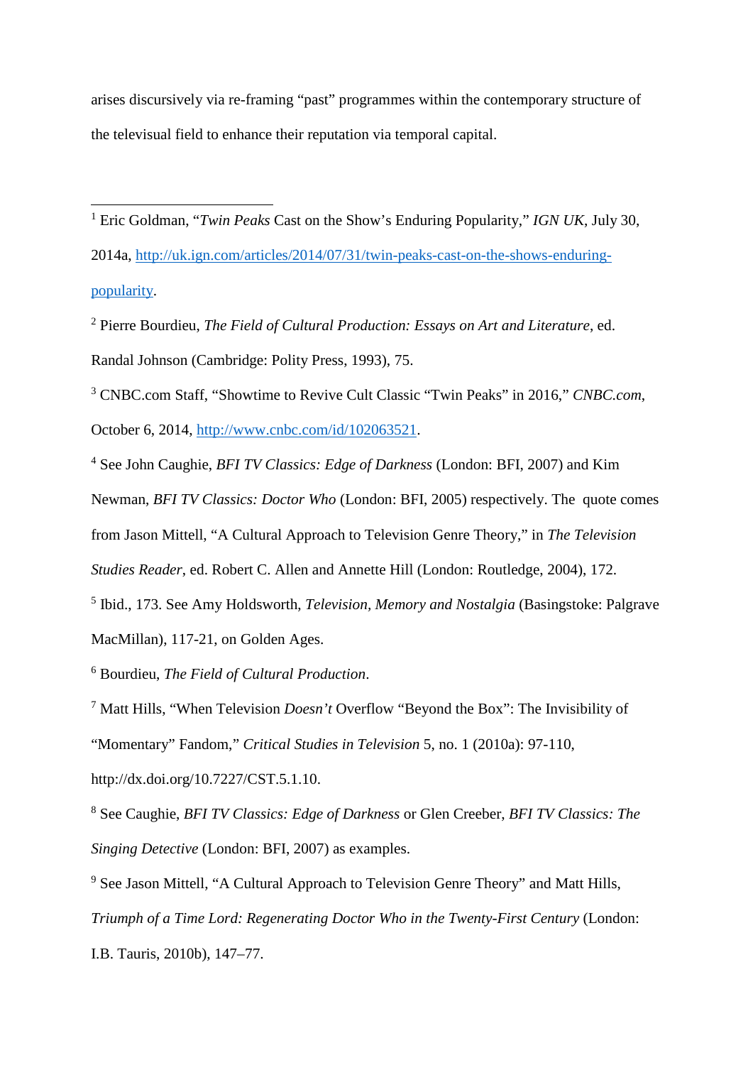arises discursively via re-framing "past" programmes within the contemporary structure of the televisual field to enhance their reputation via temporal capital.

---

[1] Eric Goldman, "*Twin Peaks* Cast on the Show's Enduring Popularity," *IGN UK*, July 30, 2014a, http://uk.ign.com/articles/2014/07/31/twin-peaks-cast-on-the-shows-enduring-popularity.

[2] Pierre Bourdieu, *The Field of Cultural Production: Essays on Art and Literature*, ed. Randal Johnson (Cambridge: Polity Press, 1993), 75.

[3] CNBC.com Staff, "Showtime to Revive Cult Classic "Twin Peaks" in 2016," *CNBC.com*, October 6, 2014, http://www.cnbc.com/id/102063521.

[4] See John Caughie, *BFI TV Classics: Edge of Darkness* (London: BFI, 2007) and Kim Newman, *BFI TV Classics: Doctor Who* (London: BFI, 2005) respectively. The quote comes from Jason Mittell, "A Cultural Approach to Television Genre Theory," in *The Television Studies Reader*, ed. Robert C. Allen and Annette Hill (London: Routledge, 2004), 172.

[5] Ibid., 173. See Amy Holdsworth, *Television, Memory and Nostalgia* (Basingstoke: Palgrave MacMillan), 117-21, on Golden Ages.

[6] Bourdieu, *The Field of Cultural Production*.

[7] Matt Hills, "When Television *Doesn't* Overflow "Beyond the Box": The Invisibility of "Momentary" Fandom," *Critical Studies in Television* 5, no. 1 (2010a): 97-110, http://dx.doi.org/10.7227/CST.5.1.10.

[8] See Caughie, *BFI TV Classics: Edge of Darkness* or Glen Creeber, *BFI TV Classics: The Singing Detective* (London: BFI, 2007) as examples.

[9] See Jason Mittell, "A Cultural Approach to Television Genre Theory" and Matt Hills, *Triumph of a Time Lord: Regenerating Doctor Who in the Twenty-First Century* (London: I.B. Tauris, 2010b), 147–77.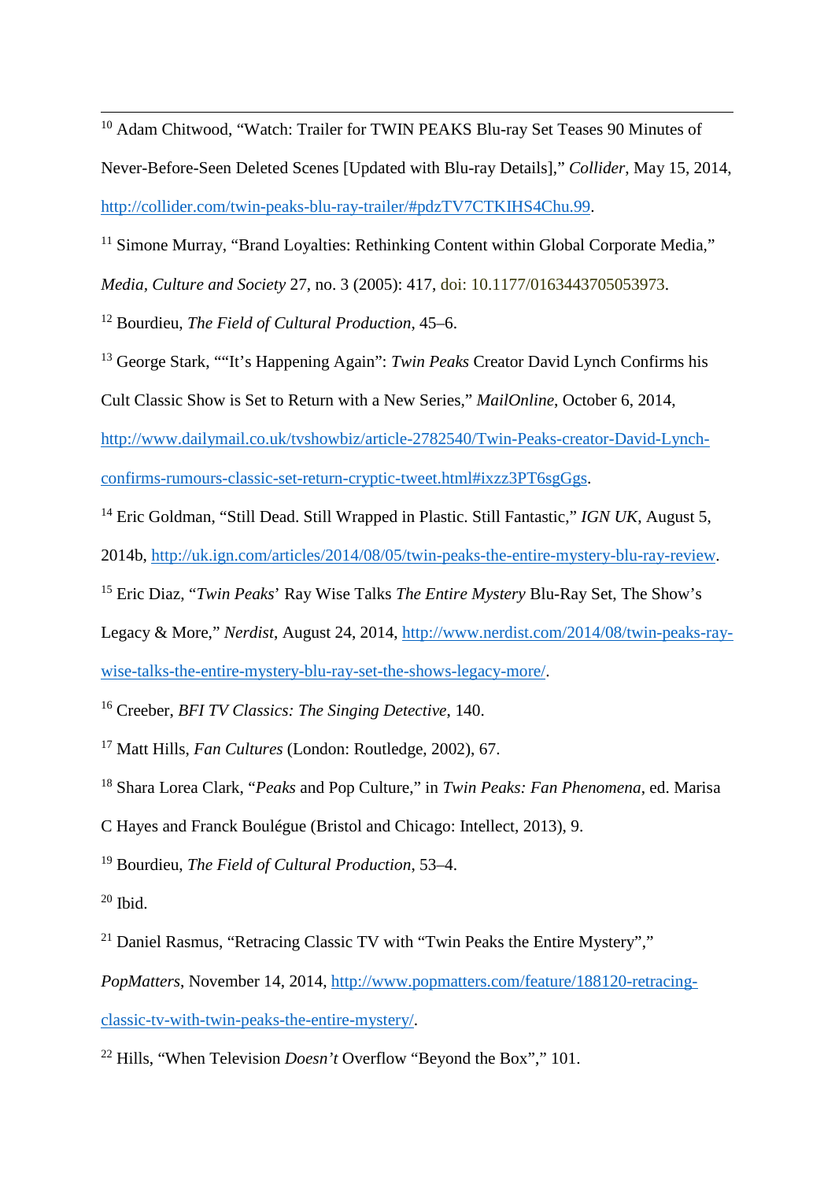[10] Adam Chitwood, “Watch: Trailer for TWIN PEAKS Blu-ray Set Teases 90 Minutes of Never-Before-Seen Deleted Scenes [Updated with Blu-ray Details],” *Collider*, May 15, 2014, http://collider.com/twin-peaks-blu-ray-trailer/#pdzTV7CTKIHS4Chu.99.

[11] Simone Murray, “Brand Loyalties: Rethinking Content within Global Corporate Media,” *Media, Culture and Society* 27, no. 3 (2005): 417, doi: 10.1177/0163443705053973.

[12] Bourdieu, *The Field of Cultural Production*, 45–6.

[13] George Stark, ““It’s Happening Again”: *Twin Peaks* Creator David Lynch Confirms his Cult Classic Show is Set to Return with a New Series,” *MailOnline*, October 6, 2014, http://www.dailymail.co.uk/tvshowbiz/article-2782540/Twin-Peaks-creator-David-Lynch-confirms-rumours-classic-set-return-cryptic-tweet.html#ixzz3PT6sgGgs.

[14] Eric Goldman, “Still Dead. Still Wrapped in Plastic. Still Fantastic,” *IGN UK*, August 5, 2014b, http://uk.ign.com/articles/2014/08/05/twin-peaks-the-entire-mystery-blu-ray-review.

[15] Eric Diaz, “*Twin Peaks*’ Ray Wise Talks *The Entire Mystery* Blu-Ray Set, The Show’s Legacy & More,” *Nerdist*, August 24, 2014, http://www.nerdist.com/2014/08/twin-peaks-ray-wise-talks-the-entire-mystery-blu-ray-set-the-shows-legacy-more/.

[16] Creeber, *BFI TV Classics: The Singing Detective*, 140.

[17] Matt Hills, *Fan Cultures* (London: Routledge, 2002), 67.

[18] Shara Lorea Clark, “*Peaks* and Pop Culture,” in *Twin Peaks: Fan Phenomena*, ed. Marisa C Hayes and Franck Boulégue (Bristol and Chicago: Intellect, 2013), 9.

[19] Bourdieu, *The Field of Cultural Production*, 53–4.

[20] Ibid.

[21] Daniel Rasmus, “Retracing Classic TV with “Twin Peaks the Entire Mystery”,” *PopMatters*, November 14, 2014, http://www.popmatters.com/feature/188120-retracing-classic-tv-with-twin-peaks-the-entire-mystery/.

[22] Hills, “When Television *Doesn’t* Overflow “Beyond the Box”,” 101.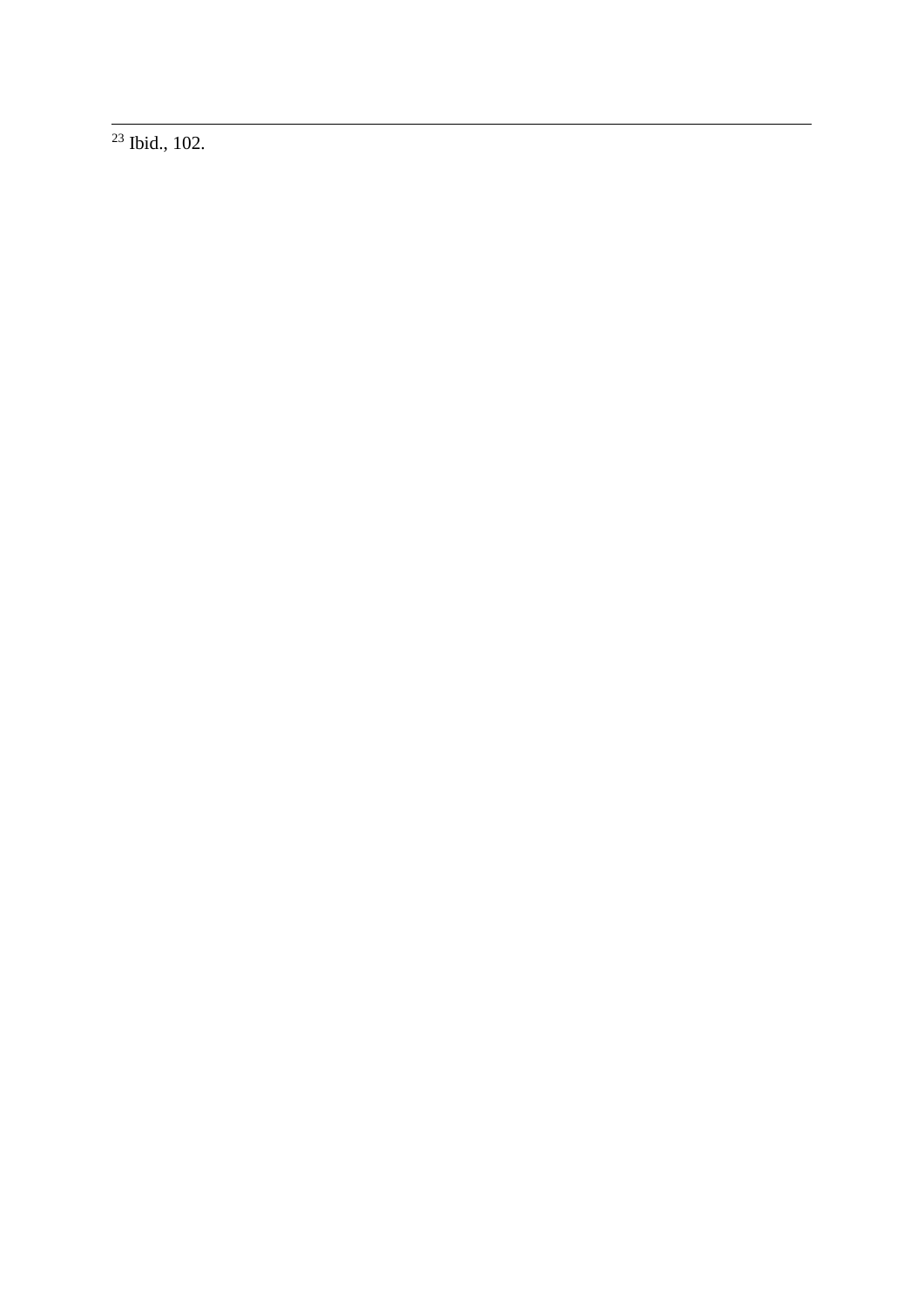[23] Ibid., 102.